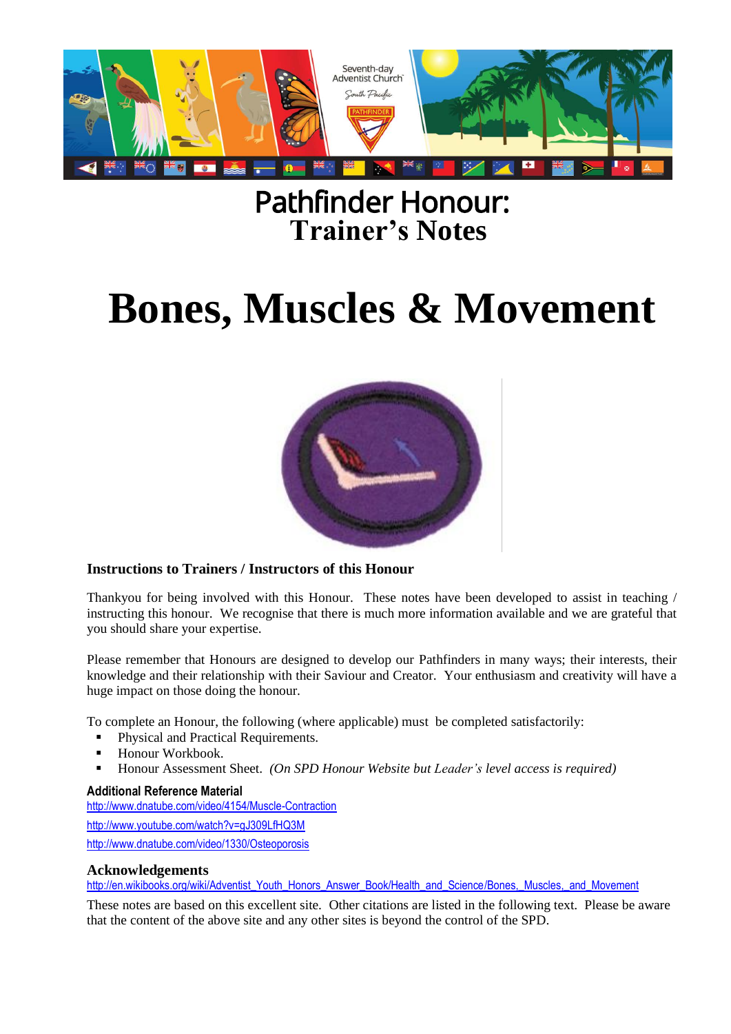# Pathfinder Honour:

## Trainer's Notes

# Bones, Muscles & Movement

**Instructions to Trainers / Instructors of this Honour**

Thankyou for being involved with this Honour. These notes have been developed to assist in teaching / instructing this honour. We recognise that there is much more information available and we are grateful that you should share your expertise.

Please remember that Honours are designed to develop our Pathfinders in many ways; their interests, their knowledge and their relationship with their Saviour and Creator. Your enthusiasm and creativity will have a huge impact on those doing the honour.

To complete an Honour, the following (where applicable) must be completed satisfactorily:

- Physical and Practical Requirements.
- Honour Workbook.
- Honour Assessment Sheet. *(On SPD Honour Website but Leader's level access is required)*

**Additional Reference Material**

http://www.dnatube.com/video/4154/Muscle-Contraction

http://www.youtube.com/watch?v=gJ309LfHQ3M

http://www.dnatube.com/video/1330/Osteoporosis

**Acknowledgements**

http://en.wikibooks.org/wiki/Adventist_Youth_Honors_Answer_Book/Health_and_Science/Bones,_Muscles,_and_Movement

These notes are based on this excellent site. Other citations are listed in the following text. Please be aware that the content of the above site and any other sites is beyond the control of the SPD.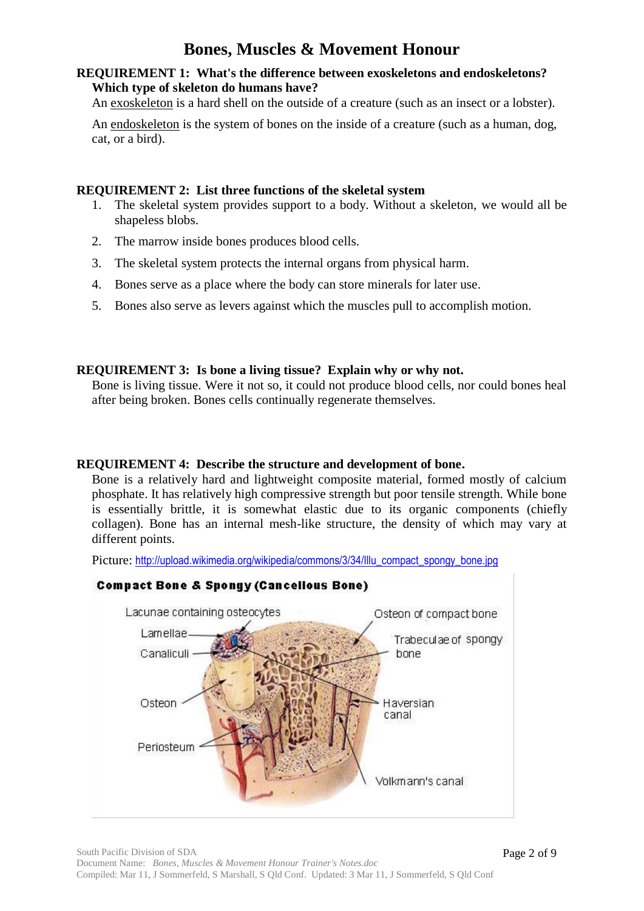# Bones, Muscles & Movement Honour

**REQUIREMENT 1: What's the difference between exoskeletons and endoskeletons? Which type of skeleton do humans have?**

An exoskeleton is a hard shell on the outside of a creature (such as an insect or a lobster).

An endoskeleton is the system of bones on the inside of a creature (such as a human, dog, cat, or a bird).

**REQUIREMENT 2: List three functions of the skeletal system**

1. The skeletal system provides support to a body. Without a skeleton, we would all be shapeless blobs.
2. The marrow inside bones produces blood cells.
3. The skeletal system protects the internal organs from physical harm.
4. Bones serve as a place where the body can store minerals for later use.
5. Bones also serve as levers against which the muscles pull to accomplish motion.

**REQUIREMENT 3: Is bone a living tissue? Explain why or why not.**

Bone is living tissue. Were it not so, it could not produce blood cells, nor could bones heal after being broken. Bones cells continually regenerate themselves.

**REQUIREMENT 4: Describe the structure and development of bone.**

Bone is a relatively hard and lightweight composite material, formed mostly of calcium phosphate. It has relatively high compressive strength but poor tensile strength. While bone is essentially brittle, it is somewhat elastic due to its organic components (chiefly collagen). Bone has an internal mesh-like structure, the density of which may vary at different points.

Picture: http://upload.wikimedia.org/wikipedia/commons/3/34/Illu_compact_spongy_bone.jpg

**Compact Bone & Spongy (Cancellous Bone)**

Lacunae containing osteocytes, Lamellae, Canaliculi, Osteon, Periosteum, Osteon of compact bone, Trabeculae of spongy bone, Haversian canal, Volkmann's canal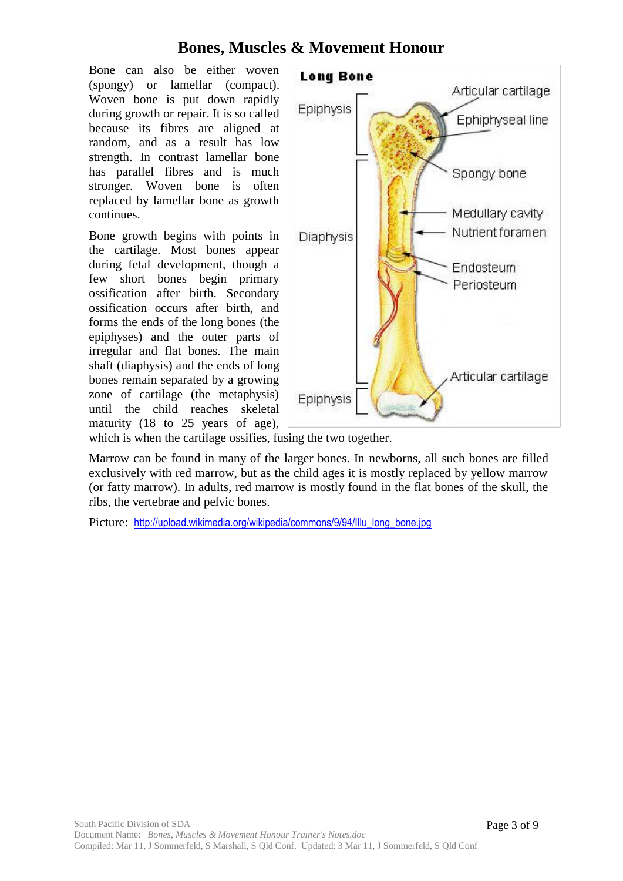Bone can also be either woven (spongy) or lamellar (compact). Woven bone is put down rapidly during growth or repair. It is so called because its fibres are aligned at random, and as a result has low strength. In contrast lamellar bone has parallel fibres and is much stronger. Woven bone is often replaced by lamellar bone as growth continues.

Bone growth begins with points in the cartilage. Most bones appear during fetal development, though a few short bones begin primary ossification after birth. Secondary ossification occurs after birth, and forms the ends of the long bones (the epiphyses) and the outer parts of irregular and flat bones. The main shaft (diaphysis) and the ends of long bones remain separated by a growing zone of cartilage (the metaphysis) until the child reaches skeletal maturity (18 to 25 years of age), which is when the cartilage ossifies, fusing the two together.

Marrow can be found in many of the larger bones. In newborns, all such bones are filled exclusively with red marrow, but as the child ages it is mostly replaced by yellow marrow (or fatty marrow). In adults, red marrow is mostly found in the flat bones of the skull, the ribs, the vertebrae and pelvic bones.

Picture: http://upload.wikimedia.org/wikipedia/commons/9/94/Illu_long_bone.jpg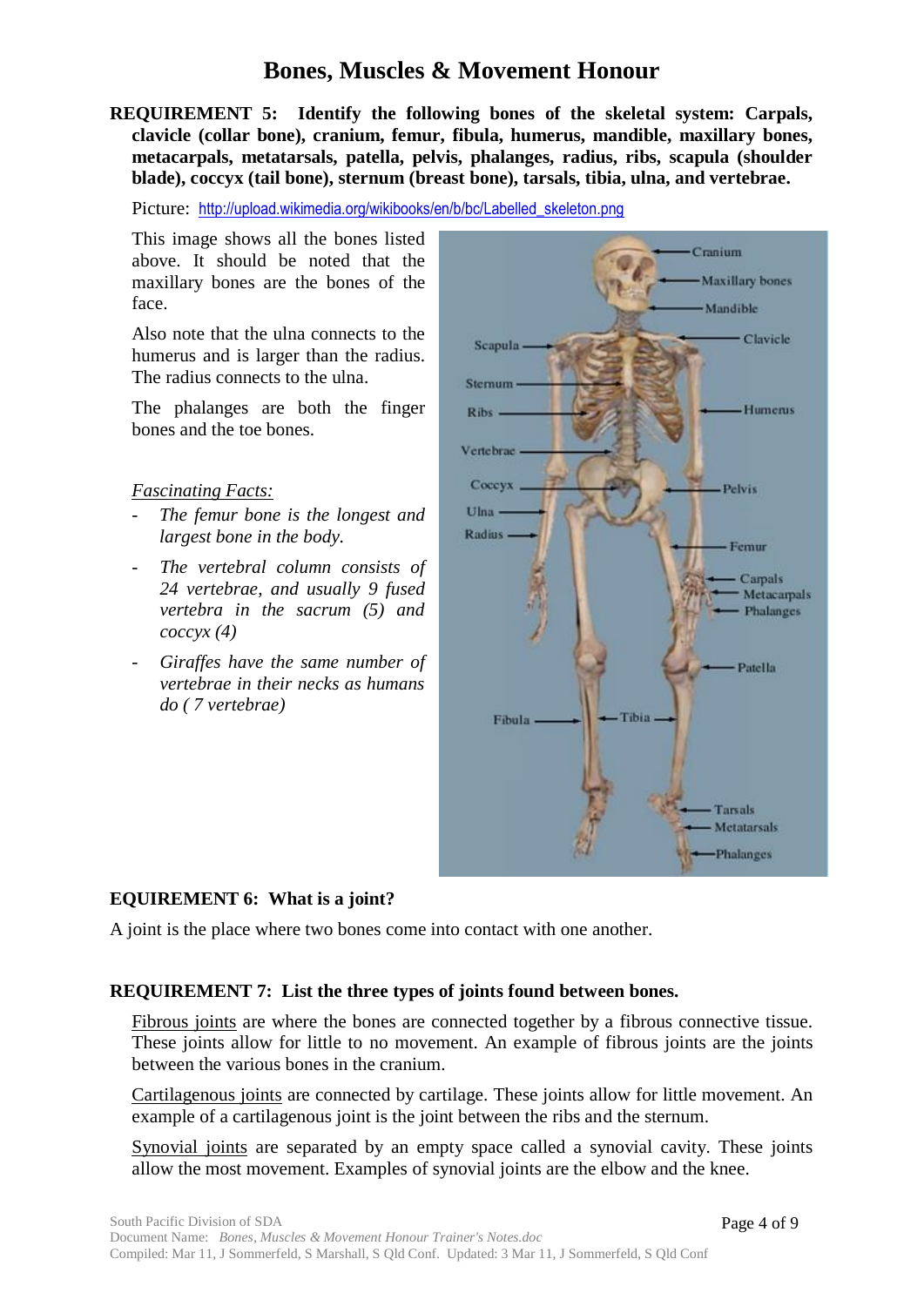# Bones, Muscles & Movement Honour

**REQUIREMENT 5: Identify the following bones of the skeletal system: Carpals, clavicle (collar bone), cranium, femur, fibula, humerus, mandible, maxillary bones, metacarpals, metatarsals, patella, pelvis, phalanges, radius, ribs, scapula (shoulder blade), coccyx (tail bone), sternum (breast bone), tarsals, tibia, ulna, and vertebrae.**

Picture: http://upload.wikimedia.org/wikibooks/en/b/bc/Labelled_skeleton.png

This image shows all the bones listed above. It should be noted that the maxillary bones are the bones of the face.

Also note that the ulna connects to the humerus and is larger than the radius. The radius connects to the ulna.

The phalanges are both the finger bones and the toe bones.

*Fascinating Facts:*

- *The femur bone is the longest and largest bone in the body.*
- *The vertebral column consists of 24 vertebrae, and usually 9 fused vertebra in the sacrum (5) and coccyx (4)*
- *Giraffes have the same number of vertebrae in their necks as humans do ( 7 vertebrae)*

Cranium
Maxillary bones
Mandible
Clavicle
Scapula
Sternum
Ribs
Humerus
Vertebrae
Coccyx
Pelvis
Ulna
Radius
Femur
Carpals
Metacarpals
Phalanges
Patella
Fibula
Tibia
Tarsals
Metatarsals
Phalanges

**EQUIREMENT 6: What is a joint?**

A joint is the place where two bones come into contact with one another.

**REQUIREMENT 7: List the three types of joints found between bones.**

Fibrous joints are where the bones are connected together by a fibrous connective tissue. These joints allow for little to no movement. An example of fibrous joints are the joints between the various bones in the cranium.

Cartilagenous joints are connected by cartilage. These joints allow for little movement. An example of a cartilagenous joint is the joint between the ribs and the sternum.

Synovial joints are separated by an empty space called a synovial cavity. These joints allow the most movement. Examples of synovial joints are the elbow and the knee.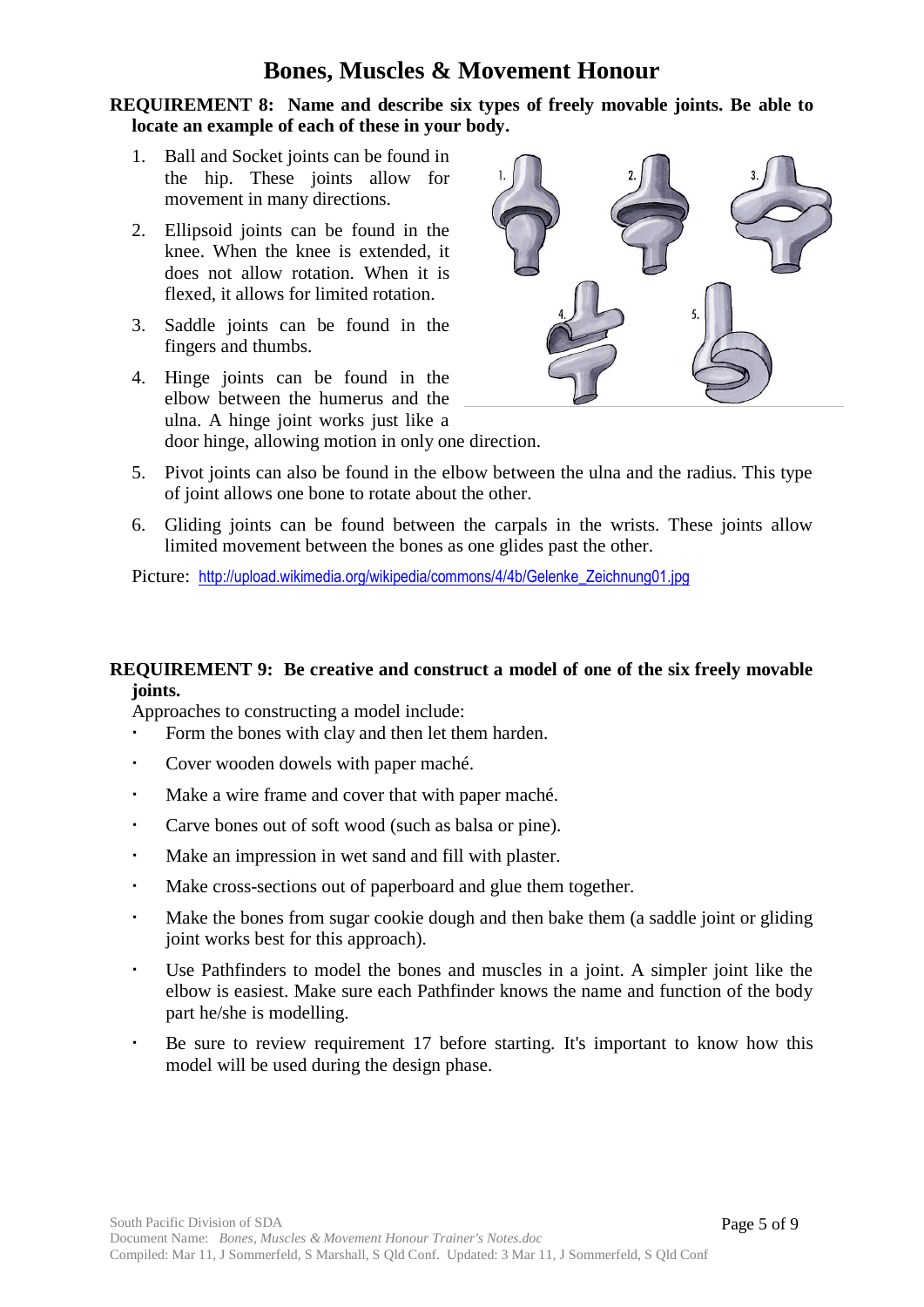# Bones, Muscles & Movement Honour

**REQUIREMENT 8: Name and describe six types of freely movable joints. Be able to locate an example of each of these in your body.**

1. Ball and Socket joints can be found in the hip. These joints allow for movement in many directions.
2. Ellipsoid joints can be found in the knee. When the knee is extended, it does not allow rotation. When it is flexed, it allows for limited rotation.
3. Saddle joints can be found in the fingers and thumbs.
4. Hinge joints can be found in the elbow between the humerus and the ulna. A hinge joint works just like a door hinge, allowing motion in only one direction.
5. Pivot joints can also be found in the elbow between the ulna and the radius. This type of joint allows one bone to rotate about the other.
6. Gliding joints can be found between the carpals in the wrists. These joints allow limited movement between the bones as one glides past the other.

Picture: http://upload.wikimedia.org/wikipedia/commons/4/4b/Gelenke_Zeichnung01.jpg

**REQUIREMENT 9: Be creative and construct a model of one of the six freely movable joints.**

Approaches to constructing a model include:

- Form the bones with clay and then let them harden.
- Cover wooden dowels with paper maché.
- Make a wire frame and cover that with paper maché.
- Carve bones out of soft wood (such as balsa or pine).
- Make an impression in wet sand and fill with plaster.
- Make cross-sections out of paperboard and glue them together.
- Make the bones from sugar cookie dough and then bake them (a saddle joint or gliding joint works best for this approach).
- Use Pathfinders to model the bones and muscles in a joint. A simpler joint like the elbow is easiest. Make sure each Pathfinder knows the name and function of the body part he/she is modelling.
- Be sure to review requirement 17 before starting. It's important to know how this model will be used during the design phase.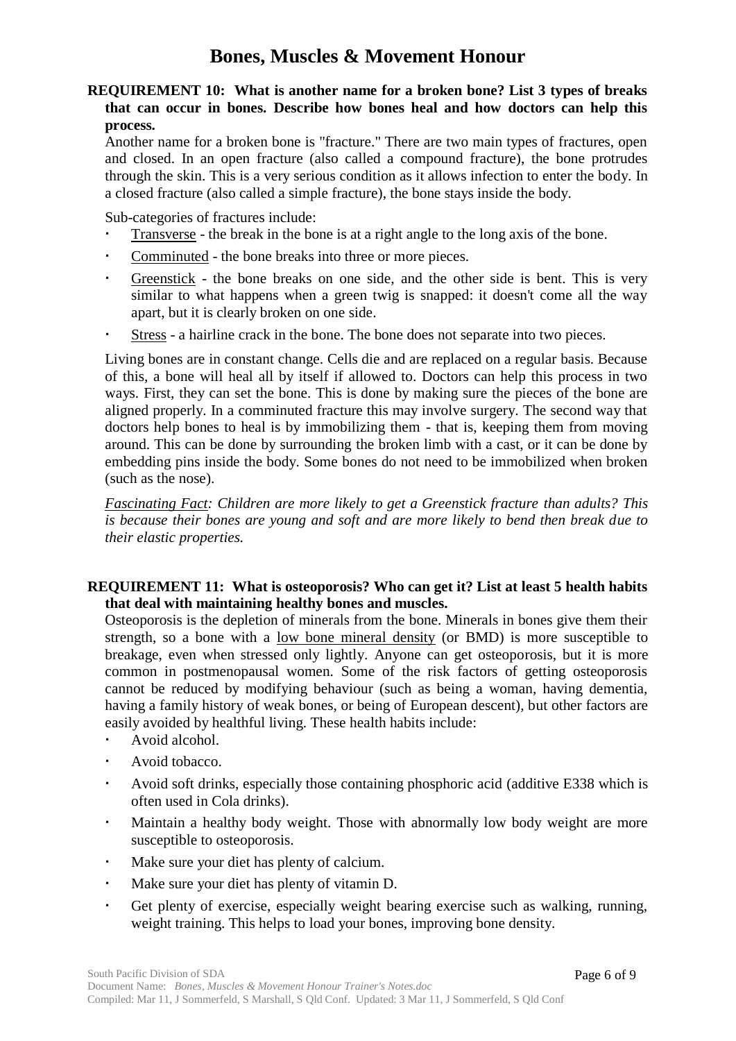# Bones, Muscles & Movement Honour

**REQUIREMENT 10: What is another name for a broken bone? List 3 types of breaks that can occur in bones. Describe how bones heal and how doctors can help this process.**

Another name for a broken bone is "fracture." There are two main types of fractures, open and closed. In an open fracture (also called a compound fracture), the bone protrudes through the skin. This is a very serious condition as it allows infection to enter the body. In a closed fracture (also called a simple fracture), the bone stays inside the body.

Sub-categories of fractures include:

- Transverse - the break in the bone is at a right angle to the long axis of the bone.
- Comminuted - the bone breaks into three or more pieces.
- Greenstick - the bone breaks on one side, and the other side is bent. This is very similar to what happens when a green twig is snapped: it doesn't come all the way apart, but it is clearly broken on one side.
- Stress - a hairline crack in the bone. The bone does not separate into two pieces.

Living bones are in constant change. Cells die and are replaced on a regular basis. Because of this, a bone will heal all by itself if allowed to. Doctors can help this process in two ways. First, they can set the bone. This is done by making sure the pieces of the bone are aligned properly. In a comminuted fracture this may involve surgery. The second way that doctors help bones to heal is by immobilizing them - that is, keeping them from moving around. This can be done by surrounding the broken limb with a cast, or it can be done by embedding pins inside the body. Some bones do not need to be immobilized when broken (such as the nose).

*Fascinating Fact: Children are more likely to get a Greenstick fracture than adults? This is because their bones are young and soft and are more likely to bend then break due to their elastic properties.*

**REQUIREMENT 11: What is osteoporosis? Who can get it? List at least 5 health habits that deal with maintaining healthy bones and muscles.**

Osteoporosis is the depletion of minerals from the bone. Minerals in bones give them their strength, so a bone with a low bone mineral density (or BMD) is more susceptible to breakage, even when stressed only lightly. Anyone can get osteoporosis, but it is more common in postmenopausal women. Some of the risk factors of getting osteoporosis cannot be reduced by modifying behaviour (such as being a woman, having dementia, having a family history of weak bones, or being of European descent), but other factors are easily avoided by healthful living. These health habits include:

- Avoid alcohol.
- Avoid tobacco.
- Avoid soft drinks, especially those containing phosphoric acid (additive E338 which is often used in Cola drinks).
- Maintain a healthy body weight. Those with abnormally low body weight are more susceptible to osteoporosis.
- Make sure your diet has plenty of calcium.
- Make sure your diet has plenty of vitamin D.
- Get plenty of exercise, especially weight bearing exercise such as walking, running, weight training. This helps to load your bones, improving bone density.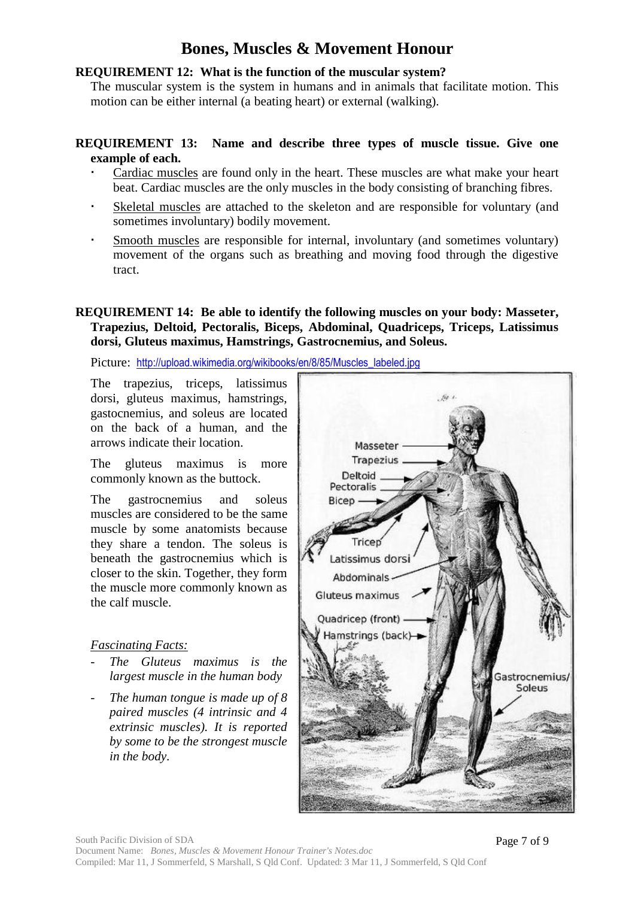# Bones, Muscles & Movement Honour

**REQUIREMENT 12: What is the function of the muscular system?**

The muscular system is the system in humans and in animals that facilitate motion. This motion can be either internal (a beating heart) or external (walking).

**REQUIREMENT 13: Name and describe three types of muscle tissue. Give one example of each.**

- Cardiac muscles are found only in the heart. These muscles are what make your heart beat. Cardiac muscles are the only muscles in the body consisting of branching fibres.
- Skeletal muscles are attached to the skeleton and are responsible for voluntary (and sometimes involuntary) bodily movement.
- Smooth muscles are responsible for internal, involuntary (and sometimes voluntary) movement of the organs such as breathing and moving food through the digestive tract.

**REQUIREMENT 14: Be able to identify the following muscles on your body: Masseter, Trapezius, Deltoid, Pectoralis, Biceps, Abdominal, Quadriceps, Triceps, Latissimus dorsi, Gluteus maximus, Hamstrings, Gastrocnemius, and Soleus.**

Picture: http://upload.wikimedia.org/wikibooks/en/8/85/Muscles_labeled.jpg

The trapezius, triceps, latissimus dorsi, gluteus maximus, hamstrings, gastocnemius, and soleus are located on the back of a human, and the arrows indicate their location.

The gluteus maximus is more commonly known as the buttock.

The gastrocnemius and soleus muscles are considered to be the same muscle by some anatomists because they share a tendon. The soleus is beneath the gastrocnemius which is closer to the skin. Together, they form the muscle more commonly known as the calf muscle.

*Fascinating Facts:*

- *The Gluteus maximus is the largest muscle in the human body*
- *The human tongue is made up of 8 paired muscles (4 intrinsic and 4 extrinsic muscles). It is reported by some to be the strongest muscle in the body.*

Masseter
Trapezius
Deltoid
Pectoralis
Bicep
Tricep
Latissimus dorsi
Abdominals
Gluteus maximus
Quadricep (front)
Hamstrings (back)
Gastrocnemius/ Soleus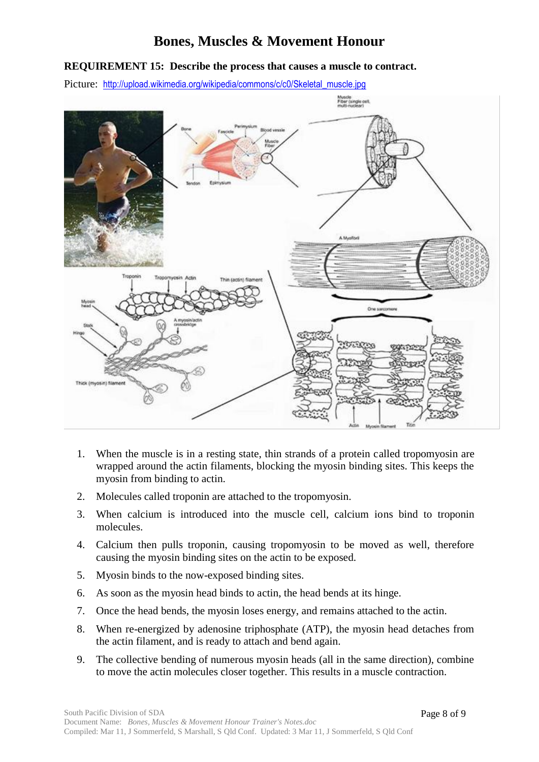# Bones, Muscles & Movement Honour

**REQUIREMENT 15: Describe the process that causes a muscle to contract.**

Picture: http://upload.wikimedia.org/wikipedia/commons/c/c0/Skeletal_muscle.jpg

1. When the muscle is in a resting state, thin strands of a protein called tropomyosin are wrapped around the actin filaments, blocking the myosin binding sites. This keeps the myosin from binding to actin.
2. Molecules called troponin are attached to the tropomyosin.
3. When calcium is introduced into the muscle cell, calcium ions bind to troponin molecules.
4. Calcium then pulls troponin, causing tropomyosin to be moved as well, therefore causing the myosin binding sites on the actin to be exposed.
5. Myosin binds to the now-exposed binding sites.
6. As soon as the myosin head binds to actin, the head bends at its hinge.
7. Once the head bends, the myosin loses energy, and remains attached to the actin.
8. When re-energized by adenosine triphosphate (ATP), the myosin head detaches from the actin filament, and is ready to attach and bend again.
9. The collective bending of numerous myosin heads (all in the same direction), combine to move the actin molecules closer together. This results in a muscle contraction.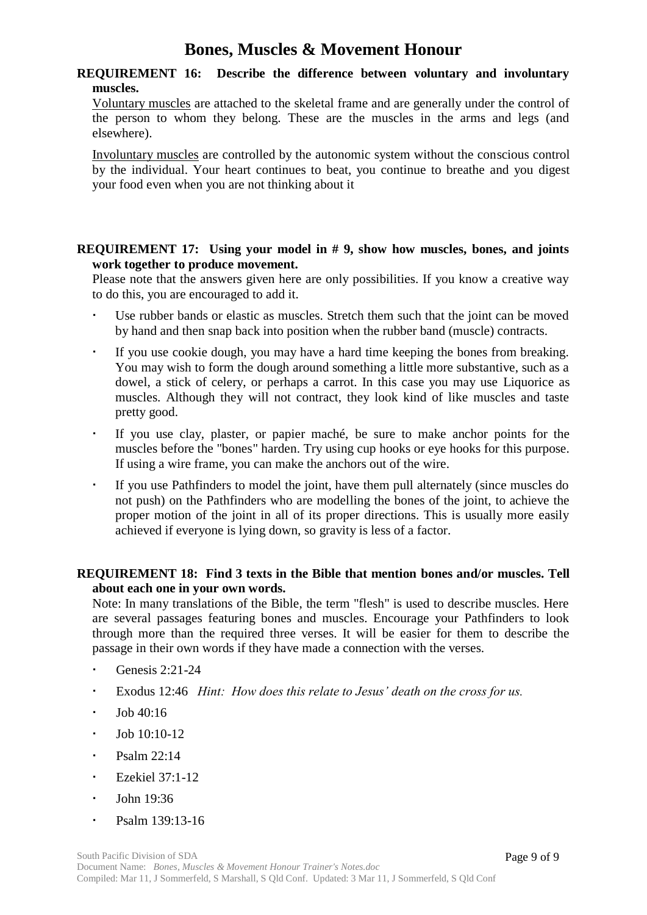# Bones, Muscles & Movement Honour

**REQUIREMENT 16: Describe the difference between voluntary and involuntary muscles.**

Voluntary muscles are attached to the skeletal frame and are generally under the control of the person to whom they belong. These are the muscles in the arms and legs (and elsewhere).

Involuntary muscles are controlled by the autonomic system without the conscious control by the individual. Your heart continues to beat, you continue to breathe and you digest your food even when you are not thinking about it

**REQUIREMENT 17: Using your model in # 9, show how muscles, bones, and joints work together to produce movement.**

Please note that the answers given here are only possibilities. If you know a creative way to do this, you are encouraged to add it.

- Use rubber bands or elastic as muscles. Stretch them such that the joint can be moved by hand and then snap back into position when the rubber band (muscle) contracts.
- If you use cookie dough, you may have a hard time keeping the bones from breaking. You may wish to form the dough around something a little more substantive, such as a dowel, a stick of celery, or perhaps a carrot. In this case you may use Liquorice as muscles. Although they will not contract, they look kind of like muscles and taste pretty good.
- If you use clay, plaster, or papier maché, be sure to make anchor points for the muscles before the "bones" harden. Try using cup hooks or eye hooks for this purpose. If using a wire frame, you can make the anchors out of the wire.
- If you use Pathfinders to model the joint, have them pull alternately (since muscles do not push) on the Pathfinders who are modelling the bones of the joint, to achieve the proper motion of the joint in all of its proper directions. This is usually more easily achieved if everyone is lying down, so gravity is less of a factor.

**REQUIREMENT 18: Find 3 texts in the Bible that mention bones and/or muscles. Tell about each one in your own words.**

Note: In many translations of the Bible, the term "flesh" is used to describe muscles. Here are several passages featuring bones and muscles. Encourage your Pathfinders to look through more than the required three verses. It will be easier for them to describe the passage in their own words if they have made a connection with the verses.

- Genesis 2:21-24
- Exodus 12:46 *Hint: How does this relate to Jesus' death on the cross for us.*
- Job 40:16
- Job 10:10-12
- Psalm 22:14
- Ezekiel 37:1-12
- John 19:36
- Psalm 139:13-16